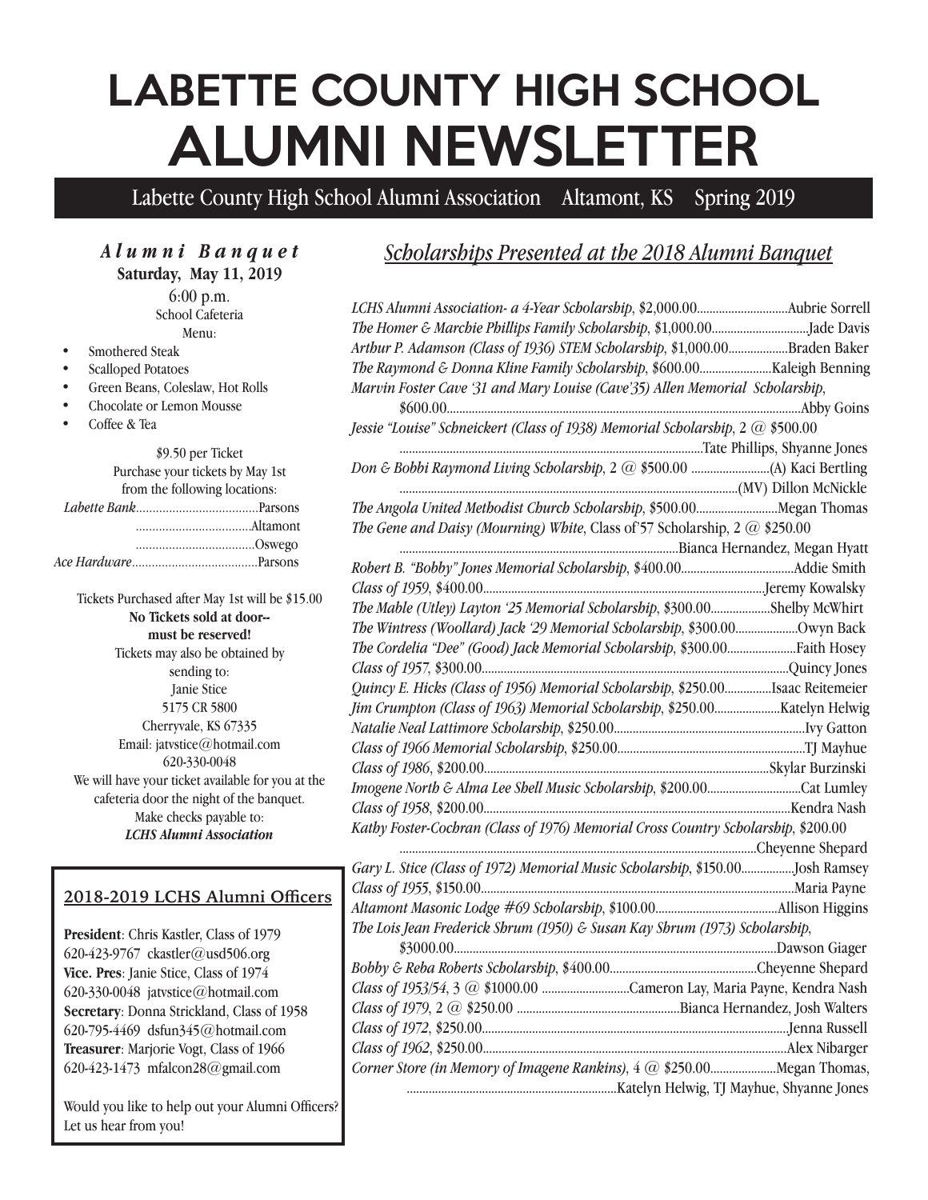# LABETTE COUNTY HIGH SCHOOL
# ALUMNI NEWSLETTER

Labette County High School Alumni Association Altamont, KS Spring 2019

### *Alumni Banquet*

**Saturday, May 11, 2019**

6:00 p.m.

School Cafeteria

Menu:

- Smothered Steak
- Scalloped Potatoes
- Green Beans, Coleslaw, Hot Rolls
- Chocolate or Lemon Mousse
- Coffee & Tea

$9.50 per Ticket

Purchase your tickets by May 1st from the following locations:

*Labette Bank*....................................Parsons

..................................Altamont

...................................Oswego

*Ace Hardware*.....................................Parsons

Tickets Purchased after May 1st will be $15.00

**No Tickets sold at door-- must be reserved!**

Tickets may also be obtained by sending to:

Janie Stice
5175 CR 5800
Cherryvale, KS 67335
Email: jatvstice@hotmail.com
620-330-0048

We will have your ticket available for you at the cafeteria door the night of the banquet.

Make checks payable to:

***LCHS Alumni Association***

### 2018-2019 LCHS Alumni Officers

**President**: Chris Kastler, Class of 1979
620-423-9767 ckastler@usd506.org

**Vice. Pres**: Janie Stice, Class of 1974
620-330-0048 jatvstice@hotmail.com

**Secretary**: Donna Strickland, Class of 1958
620-795-4469 dsfun345@hotmail.com

**Treasurer**: Marjorie Vogt, Class of 1966
620-423-1473 mfalcon28@gmail.com

Would you like to help out your Alumni Officers? Let us hear from you!

## *Scholarships Presented at the 2018 Alumni Banquet*

*LCHS Alumni Association- a 4-Year Scholarship*, $2,000.00............................Aubrie Sorrell

*The Homer & Marchie Phillips Family Scholarship*, $1,000.00..............................Jade Davis

*Arthur P. Adamson (Class of 1936) STEM Scholarship*, $1,000.00..................Braden Baker

*The Raymond & Donna Kline Family Scholarship*, $600.00......................Kaleigh Benning

*Marvin Foster Cave '31 and Mary Louise (Cave'35) Allen Memorial Scholarship*, $600.00..............................................................................................................Abby Goins

*Jessie "Louise" Schneickert (Class of 1938) Memorial Scholarship*, 2 @ $500.00 ..............................................................................................Tate Phillips, Shyanne Jones

*Don & Bobbi Raymond Living Scholarship*, 2 @ $500.00 .........................(A) Kaci Bertling ..........................................................................................................(MV) Dillon McNickle

*The Angola United Methodist Church Scholarship*, $500.00..........................Megan Thomas

*The Gene and Daisy (Mourning) White*, Class of'57 Scholarship, 2 @ $250.00 .......................................................................................Bianca Hernandez, Megan Hyatt

*Robert B. "Bobby" Jones Memorial Scholarship*, $400.00...................................Addie Smith

*Class of 1959*, $400.00........................................................................................Jeremy Kowalsky

*The Mable (Utley) Layton '25 Memorial Scholarship*, $300.00..................Shelby McWhirt

*The Wintress (Woollard) Jack '29 Memorial Scholarship*, $300.00...................Owyn Back

*The Cordelia "Dee" (Good) Jack Memorial Scholarship*, $300.00.....................Faith Hosey

*Class of 1957*, $300.00...............................................................................................Quincy Jones

*Quincy E. Hicks (Class of 1956) Memorial Scholarship*, $250.00...............Isaac Reitemeier

*Jim Crumpton (Class of 1963) Memorial Scholarship*, $250.00....................Katelyn Helwig

*Natalie Neal Lattimore Scholarship*, $250.00............................................................Ivy Gatton

*Class of 1966 Memorial Scholarship*, $250.00...........................................................TJ Mayhue

*Class of 1986*, $200.00........................................................................................Skylar Burzinski

*Imogene North & Alma Lee Shell Music Scholarship*, $200.00.............................Cat Lumley

*Class of 1958*, $200.00..............................................................................................Kendra Nash

*Kathy Foster-Cochran (Class of 1976) Memorial Cross Country Scholarship*, $200.00 ..............................................................................................................Cheyenne Shepard

*Gary L. Stice (Class of 1972) Memorial Music Scholarship*, $150.00................Josh Ramsey

*Class of 1955*, $150.00..............................................................................................Maria Payne

*Altamont Masonic Lodge #69 Scholarship*, $100.00......................................Allison Higgins

*The Lois Jean Frederick Shrum (1950) & Susan Kay Shrum (1973) Scholarship*, $3000.00.................................................................................................Dawson Giager

*Bobby & Reba Roberts Scholarship*, $400.00..............................................Cheyenne Shepard

*Class of 1953/54*, 3 @ $1000.00 ...........................Cameron Lay, Maria Payne, Kendra Nash

*Class of 1979*, 2 @ $250.00 ...................................................Bianca Hernandez, Josh Walters

*Class of 1972*, $250.00...............................................................................................Jenna Russell

*Class of 1962*, $250.00...............................................................................................Alex Nibarger

*Corner Store (in Memory of Imagene Rankins)*, 4 @ $250.00....................Megan Thomas, .................................................................Katelyn Helwig, TJ Mayhue, Shyanne Jones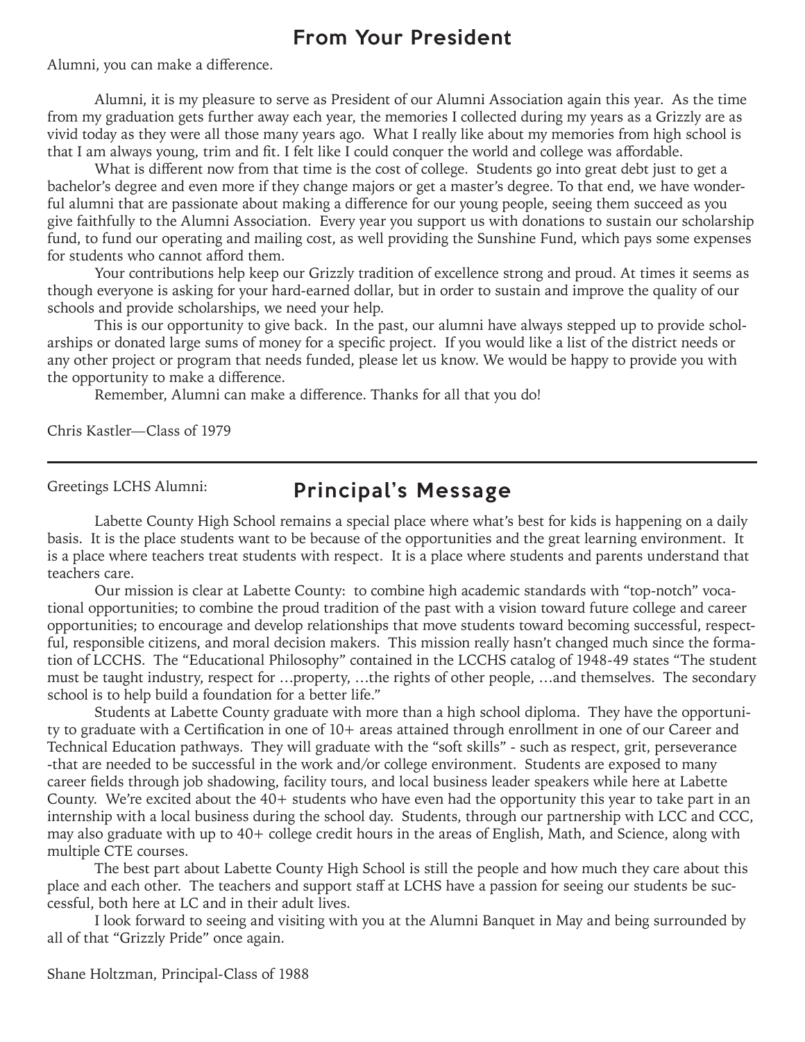## From Your President

Alumni, you can make a difference.

Alumni, it is my pleasure to serve as President of our Alumni Association again this year. As the time from my graduation gets further away each year, the memories I collected during my years as a Grizzly are as vivid today as they were all those many years ago. What I really like about my memories from high school is that I am always young, trim and fit. I felt like I could conquer the world and college was affordable.

What is different now from that time is the cost of college. Students go into great debt just to get a bachelor's degree and even more if they change majors or get a master's degree. To that end, we have wonderful alumni that are passionate about making a difference for our young people, seeing them succeed as you give faithfully to the Alumni Association. Every year you support us with donations to sustain our scholarship fund, to fund our operating and mailing cost, as well providing the Sunshine Fund, which pays some expenses for students who cannot afford them.

Your contributions help keep our Grizzly tradition of excellence strong and proud. At times it seems as though everyone is asking for your hard-earned dollar, but in order to sustain and improve the quality of our schools and provide scholarships, we need your help.

This is our opportunity to give back. In the past, our alumni have always stepped up to provide scholarships or donated large sums of money for a specific project. If you would like a list of the district needs or any other project or program that needs funded, please let us know. We would be happy to provide you with the opportunity to make a difference.

Remember, Alumni can make a difference. Thanks for all that you do!

Chris Kastler—Class of 1979

---

## Principal's Message

Greetings LCHS Alumni:

Labette County High School remains a special place where what's best for kids is happening on a daily basis. It is the place students want to be because of the opportunities and the great learning environment. It is a place where teachers treat students with respect. It is a place where students and parents understand that teachers care.

Our mission is clear at Labette County: to combine high academic standards with "top-notch" vocational opportunities; to combine the proud tradition of the past with a vision toward future college and career opportunities; to encourage and develop relationships that move students toward becoming successful, respectful, responsible citizens, and moral decision makers. This mission really hasn't changed much since the formation of LCCHS. The "Educational Philosophy" contained in the LCCHS catalog of 1948-49 states "The student must be taught industry, respect for …property, …the rights of other people, …and themselves. The secondary school is to help build a foundation for a better life."

Students at Labette County graduate with more than a high school diploma. They have the opportunity to graduate with a Certification in one of 10+ areas attained through enrollment in one of our Career and Technical Education pathways. They will graduate with the "soft skills" - such as respect, grit, perseverance -that are needed to be successful in the work and/or college environment. Students are exposed to many career fields through job shadowing, facility tours, and local business leader speakers while here at Labette County. We're excited about the 40+ students who have even had the opportunity this year to take part in an internship with a local business during the school day. Students, through our partnership with LCC and CCC, may also graduate with up to 40+ college credit hours in the areas of English, Math, and Science, along with multiple CTE courses.

The best part about Labette County High School is still the people and how much they care about this place and each other. The teachers and support staff at LCHS have a passion for seeing our students be successful, both here at LC and in their adult lives.

I look forward to seeing and visiting with you at the Alumni Banquet in May and being surrounded by all of that "Grizzly Pride" once again.

Shane Holtzman, Principal-Class of 1988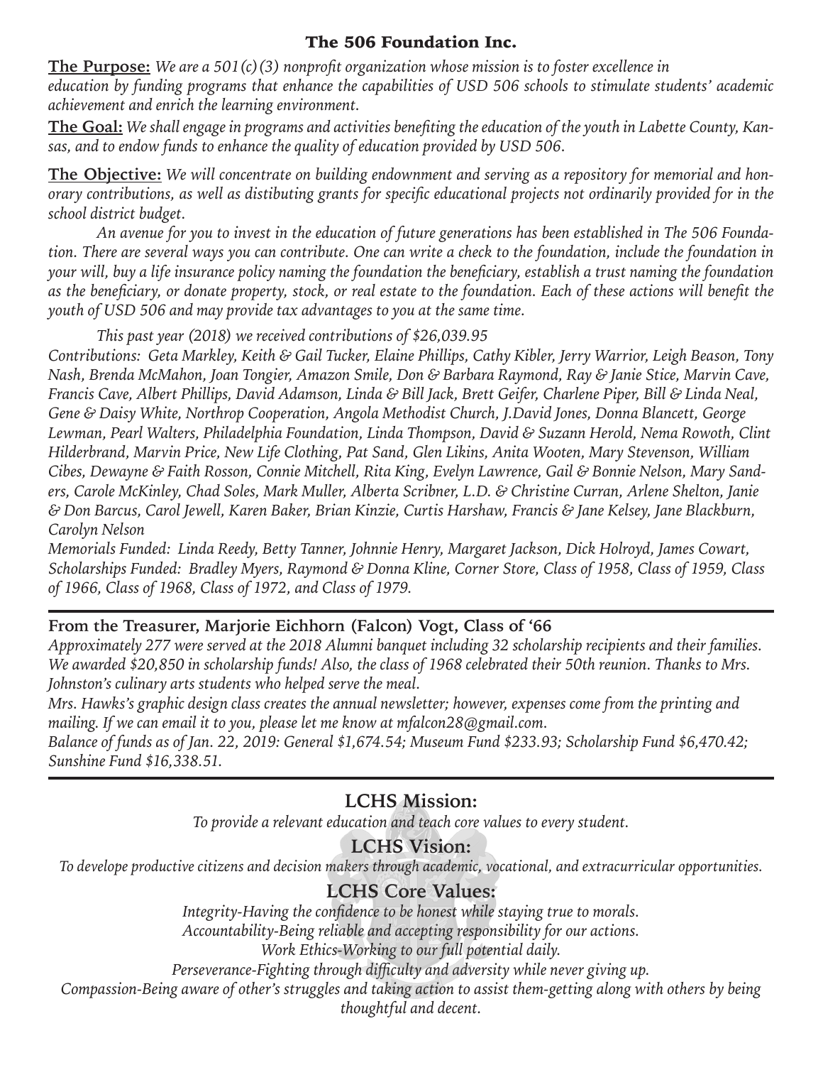## The 506 Foundation Inc.

**The Purpose:** *We are a 501(c)(3) nonprofit organization whose mission is to foster excellence in education by funding programs that enhance the capabilities of USD 506 schools to stimulate students' academic achievement and enrich the learning environment.*

**The Goal:** *We shall engage in programs and activities benefiting the education of the youth in Labette County, Kansas, and to endow funds to enhance the quality of education provided by USD 506.*

**The Objective:** *We will concentrate on building endownment and serving as a repository for memorial and honorary contributions, as well as distibuting grants for specific educational projects not ordinarily provided for in the school district budget.*

*An avenue for you to invest in the education of future generations has been established in The 506 Foundation. There are several ways you can contribute. One can write a check to the foundation, include the foundation in your will, buy a life insurance policy naming the foundation the beneficiary, establish a trust naming the foundation as the beneficiary, or donate property, stock, or real estate to the foundation. Each of these actions will benefit the youth of USD 506 and may provide tax advantages to you at the same time.*

*This past year (2018) we received contributions of $26,039.95*

*Contributions: Geta Markley, Keith & Gail Tucker, Elaine Phillips, Cathy Kibler, Jerry Warrior, Leigh Beason, Tony Nash, Brenda McMahon, Joan Tongier, Amazon Smile, Don & Barbara Raymond, Ray & Janie Stice, Marvin Cave, Francis Cave, Albert Phillips, David Adamson, Linda & Bill Jack, Brett Geifer, Charlene Piper, Bill & Linda Neal, Gene & Daisy White, Northrop Cooperation, Angola Methodist Church, J.David Jones, Donna Blancett, George Lewman, Pearl Walters, Philadelphia Foundation, Linda Thompson, David & Suzann Herold, Nema Rowoth, Clint Hilderbrand, Marvin Price, New Life Clothing, Pat Sand, Glen Likins, Anita Wooten, Mary Stevenson, William Cibes, Dewayne & Faith Rosson, Connie Mitchell, Rita King, Evelyn Lawrence, Gail & Bonnie Nelson, Mary Sanders, Carole McKinley, Chad Soles, Mark Muller, Alberta Scribner, L.D. & Christine Curran, Arlene Shelton, Janie & Don Barcus, Carol Jewell, Karen Baker, Brian Kinzie, Curtis Harshaw, Francis & Jane Kelsey, Jane Blackburn, Carolyn Nelson*

*Memorials Funded: Linda Reedy, Betty Tanner, Johnnie Henry, Margaret Jackson, Dick Holroyd, James Cowart,*

*Scholarships Funded: Bradley Myers, Raymond & Donna Kline, Corner Store, Class of 1958, Class of 1959, Class of 1966, Class of 1968, Class of 1972, and Class of 1979.*

---

### From the Treasurer, Marjorie Eichhorn (Falcon) Vogt, Class of '66

*Approximately 277 were served at the 2018 Alumni banquet including 32 scholarship recipients and their families. We awarded $20,850 in scholarship funds! Also, the class of 1968 celebrated their 50th reunion. Thanks to Mrs. Johnston's culinary arts students who helped serve the meal.*

*Mrs. Hawks's graphic design class creates the annual newsletter; however, expenses come from the printing and mailing. If we can email it to you, please let me know at mfalcon28@gmail.com.*

*Balance of funds as of Jan. 22, 2019: General $1,674.54; Museum Fund $233.93; Scholarship Fund $6,470.42; Sunshine Fund $16,338.51.*

---

## LCHS Mission:

*To provide a relevant education and teach core values to every student.*

## LCHS Vision:

*To develope productive citizens and decision makers through academic, vocational, and extracurricular opportunities.*

## LCHS Core Values:

*Integrity-Having the confidence to be honest while staying true to morals.*

*Accountability-Being reliable and accepting responsibility for our actions.*

*Work Ethics-Working to our full potential daily.*

*Perseverance-Fighting through difficulty and adversity while never giving up.*

*Compassion-Being aware of other's struggles and taking action to assist them-getting along with others by being thoughtful and decent.*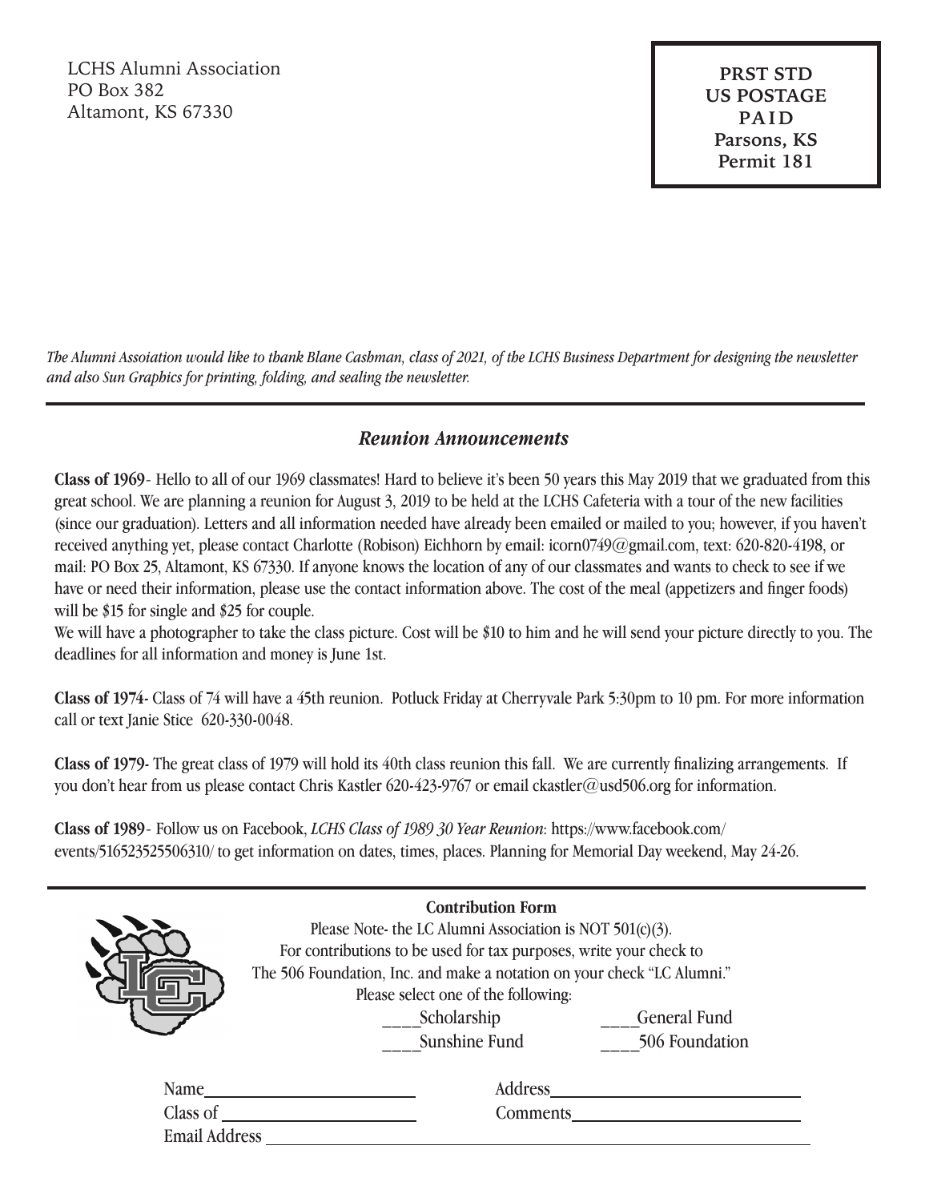LCHS Alumni Association
PO Box 382
Altamont, KS 67330

**PRST STD**
**US POSTAGE**
**PAID**
**Parsons, KS**
**Permit 181**

*The Alumni Assoiation would like to thank Blane Cashman, class of 2021, of the LCHS Business Department for designing the newsletter and also Sun Graphics for printing, folding, and sealing the newsletter.*

---

## *Reunion Announcements*

**Class of 1969**- Hello to all of our 1969 classmates! Hard to believe it's been 50 years this May 2019 that we graduated from this great school. We are planning a reunion for August 3, 2019 to be held at the LCHS Cafeteria with a tour of the new facilities (since our graduation). Letters and all information needed have already been emailed or mailed to you; however, if you haven't received anything yet, please contact Charlotte (Robison) Eichhorn by email: icorn0749@gmail.com, text: 620-820-4198, or mail: PO Box 25, Altamont, KS 67330. If anyone knows the location of any of our classmates and wants to check to see if we have or need their information, please use the contact information above. The cost of the meal (appetizers and finger foods) will be $15 for single and $25 for couple.
We will have a photographer to take the class picture. Cost will be $10 to him and he will send your picture directly to you. The deadlines for all information and money is June 1st.

**Class of 1974**- Class of 74 will have a 45th reunion. Potluck Friday at Cherryvale Park 5:30pm to 10 pm. For more information call or text Janie Stice 620-330-0048.

**Class of 1979**- The great class of 1979 will hold its 40th class reunion this fall. We are currently finalizing arrangements. If you don't hear from us please contact Chris Kastler 620-423-9767 or email ckastler@usd506.org for information.

**Class of 1989**- Follow us on Facebook, *LCHS Class of 1989 30 Year Reunion*: https://www.facebook.com/events/516523525506310/ to get information on dates, times, places. Planning for Memorial Day weekend, May 24-26.

---

**Contribution Form**

Please Note- the LC Alumni Association is NOT 501(c)(3).
For contributions to be used for tax purposes, write your check to
The 506 Foundation, Inc. and make a notation on your check "LC Alumni."
Please select one of the following:

____Scholarship ____General Fund
____Sunshine Fund ____506 Foundation

Name________________________ Address____________________________
Class of______________________ Comments___________________________
Email Address______________________________________________________